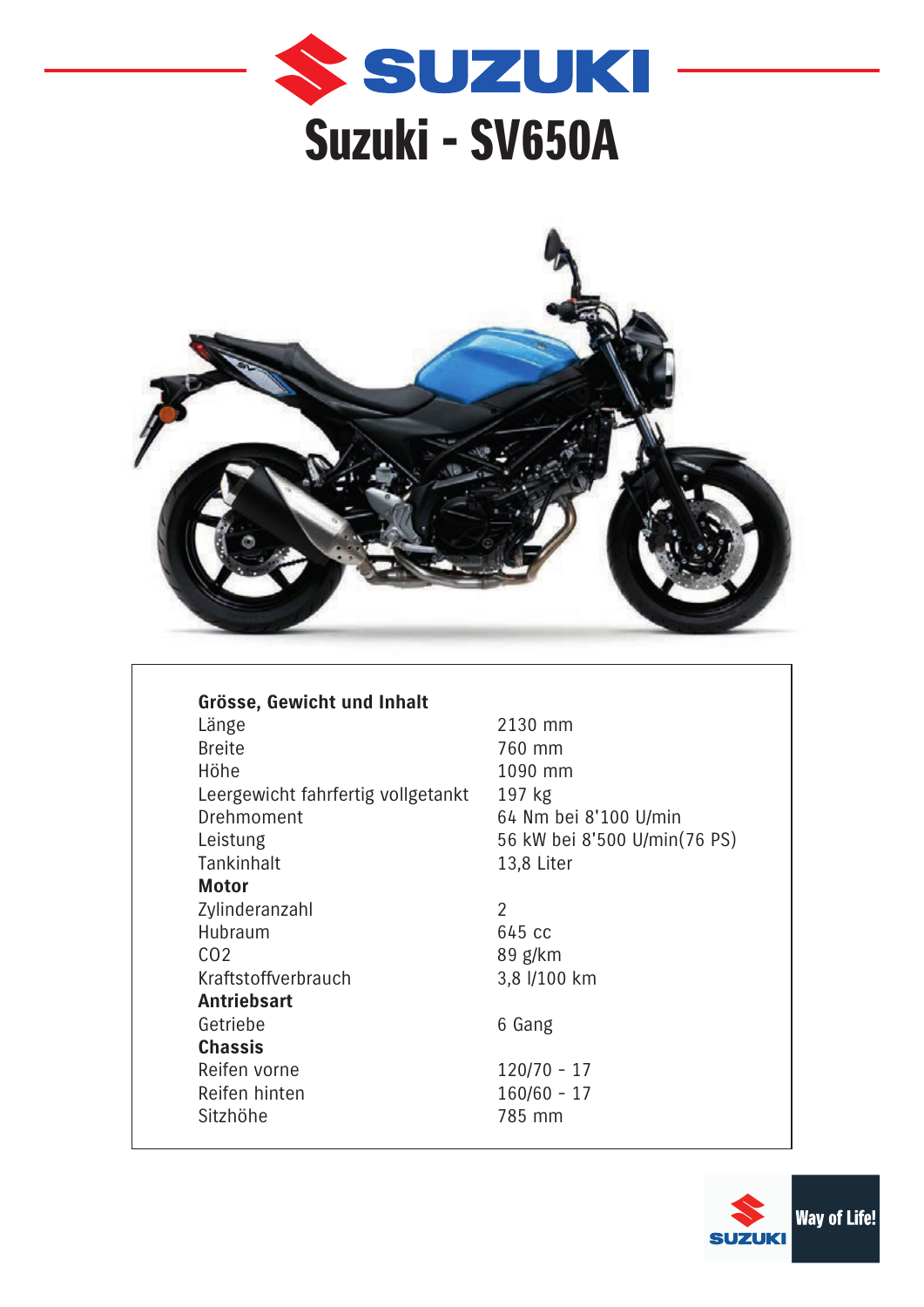# Suzuki - SV650A

| **Grösse, Gewicht und Inhalt** | |
|---|---|
| Länge | 2130 mm |
| Breite | 760 mm |
| Höhe | 1090 mm |
| Leergewicht fahrfertig vollgetankt | 197 kg |
| Drehmoment | 64 Nm bei 8'100 U/min |
| Leistung | 56 kW bei 8'500 U/min(76 PS) |
| Tankinhalt | 13,8 Liter |
| **Motor** | |
| Zylinderanzahl | 2 |
| Hubraum | 645 cc |
| CO2 | 89 g/km |
| Kraftstoffverbrauch | 3,8 l/100 km |
| **Antriebsart** | |
| Getriebe | 6 Gang |
| **Chassis** | |
| Reifen vorne | 120/70 - 17 |
| Reifen hinten | 160/60 - 17 |
| Sitzhöhe | 785 mm |

SUZUKI Way of Life!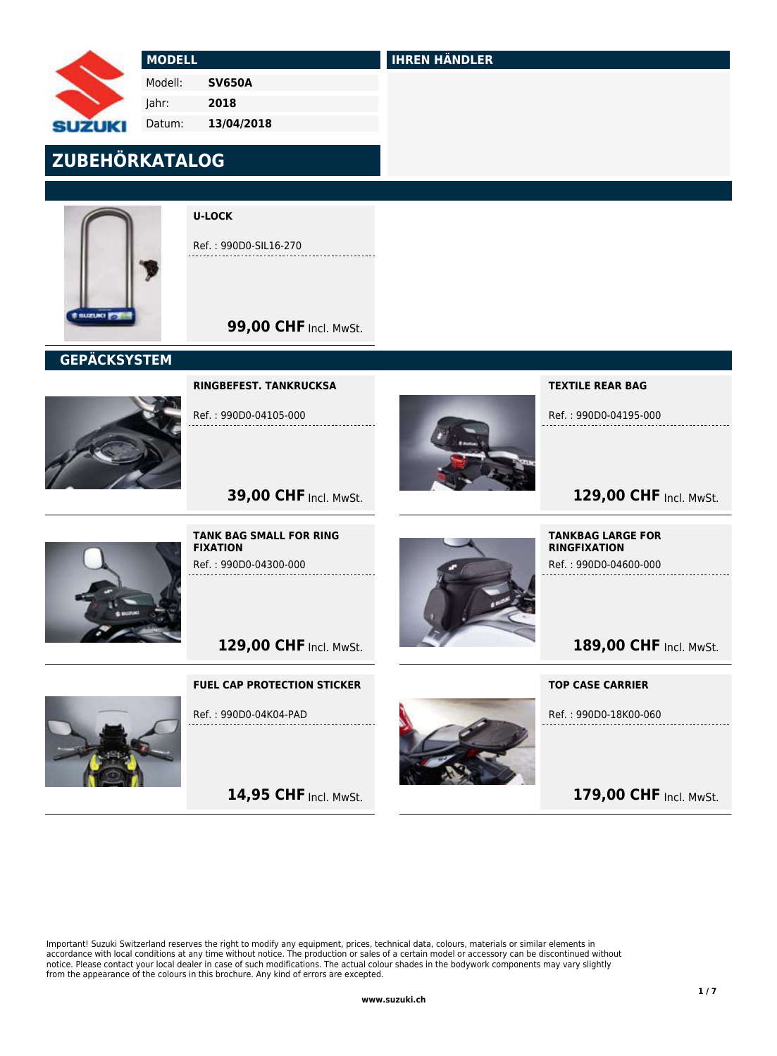| MODELL | |
|---|---|
| Modell: | **SV650A** |
| Jahr: | **2018** |
| Datum: | **13/04/2018** |

## IHREN HÄNDLER

# ZUBEHÖRKATALOG

**U-LOCK**

Ref. : 990D0-SIL16-270

**99,00 CHF** Incl. MwSt.

## GEPÄCKSYSTEM

**RINGBEFEST. TANKRUCKSA**

Ref. : 990D0-04105-000

**39,00 CHF** Incl. MwSt.

**TEXTILE REAR BAG**

Ref. : 990D0-04195-000

**129,00 CHF** Incl. MwSt.

**TANK BAG SMALL FOR RING FIXATION**

Ref. : 990D0-04300-000

**129,00 CHF** Incl. MwSt.

**TANKBAG LARGE FOR RINGFIXATION**

Ref. : 990D0-04600-000

**189,00 CHF** Incl. MwSt.

**FUEL CAP PROTECTION STICKER**

Ref. : 990D0-04K04-PAD

**14,95 CHF** Incl. MwSt.

**TOP CASE CARRIER**

Ref. : 990D0-18K00-060

**179,00 CHF** Incl. MwSt.

Important! Suzuki Switzerland reserves the right to modify any equipment, prices, technical data, colours, materials or similar elements in accordance with local conditions at any time without notice. The production or sales of a certain model or accessory can be discontinued without notice. Please contact your local dealer in case of such modifications. The actual colour shades in the bodywork components may vary slightly from the appearance of the colours in this brochure. Any kind of errors are excepted.

www.suzuki.ch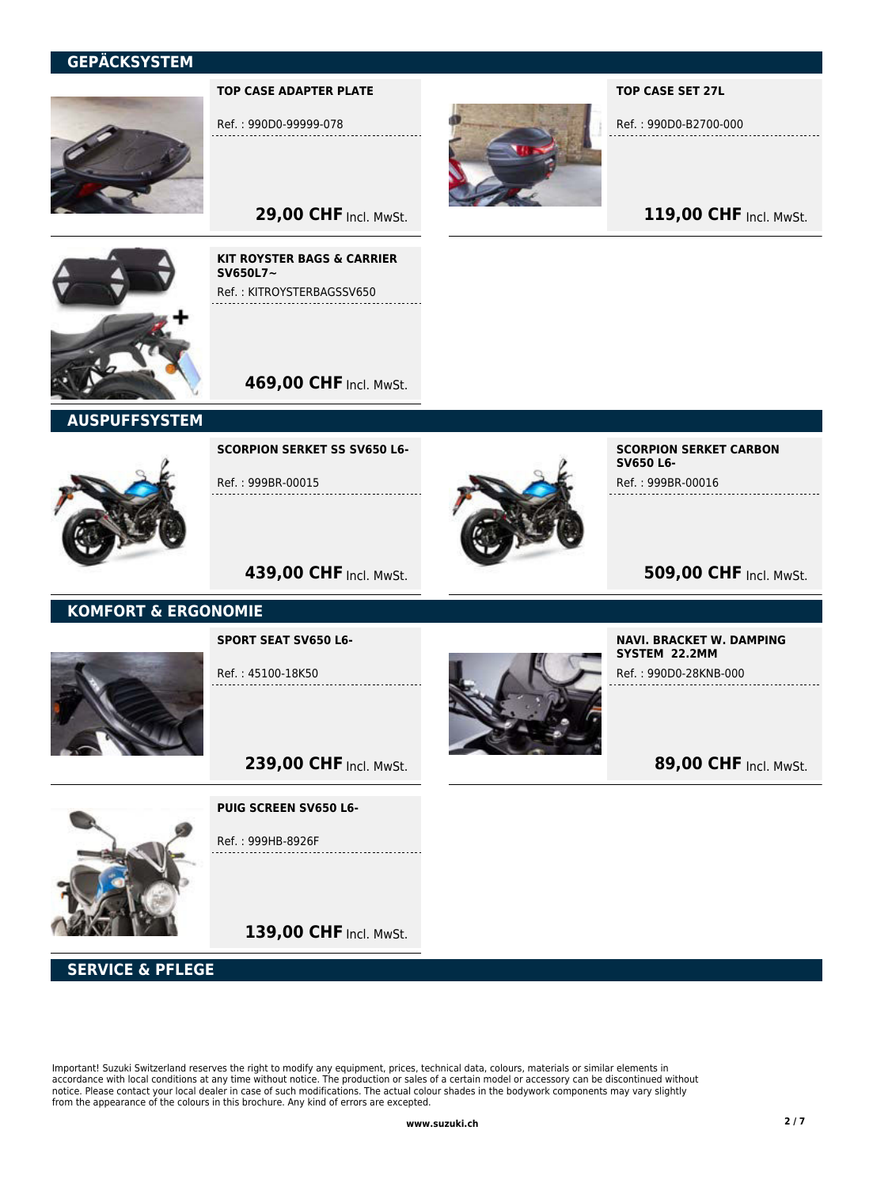## GEPÄCKSYSTEM

**TOP CASE ADAPTER PLATE**

Ref. : 990D0-99999-078

**29,00 CHF** Incl. MwSt.

**TOP CASE SET 27L**

Ref. : 990D0-B2700-000

**119,00 CHF** Incl. MwSt.

**KIT ROYSTER BAGS & CARRIER SV650L7~**

Ref. : KITROYSTERBAGSSV650

**469,00 CHF** Incl. MwSt.

## AUSPUFFSYSTEM

**SCORPION SERKET SS SV650 L6-**

Ref. : 999BR-00015

**439,00 CHF** Incl. MwSt.

**SCORPION SERKET CARBON SV650 L6-**

Ref. : 999BR-00016

**509,00 CHF** Incl. MwSt.

## KOMFORT & ERGONOMIE

**SPORT SEAT SV650 L6-**

Ref. : 45100-18K50

**239,00 CHF** Incl. MwSt.

**NAVI. BRACKET W. DAMPING SYSTEM 22.2MM**

Ref. : 990D0-28KNB-000

**89,00 CHF** Incl. MwSt.

**PUIG SCREEN SV650 L6-**

Ref. : 999HB-8926F

**139,00 CHF** Incl. MwSt.

## SERVICE & PFLEGE

Important! Suzuki Switzerland reserves the right to modify any equipment, prices, technical data, colours, materials or similar elements in accordance with local conditions at any time without notice. The production or sales of a certain model or accessory can be discontinued without notice. Please contact your local dealer in case of such modifications. The actual colour shades in the bodywork components may vary slightly from the appearance of the colours in this brochure. Any kind of errors are excepted.

www.suzuki.ch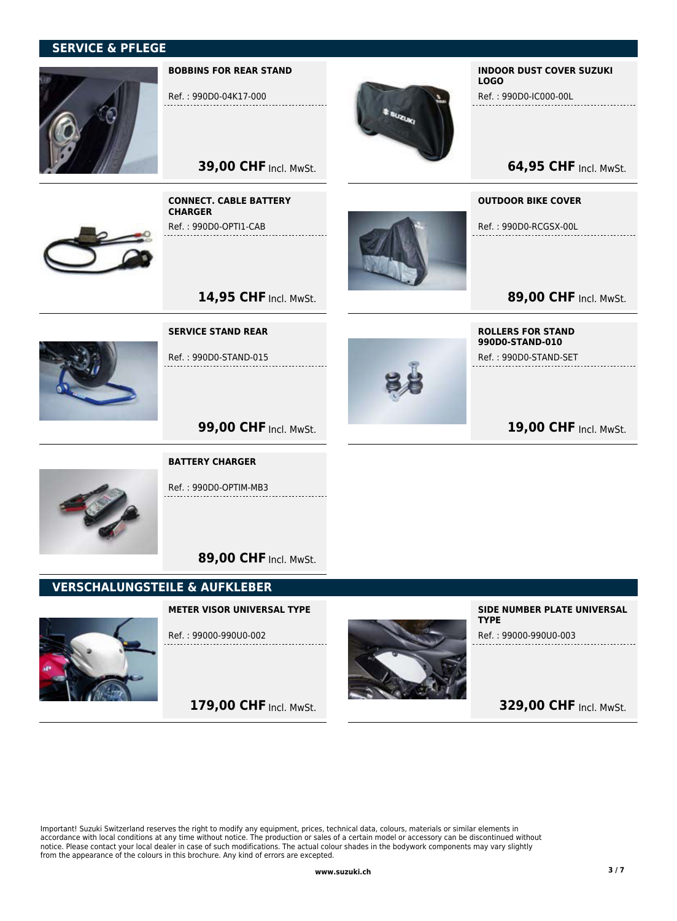## SERVICE & PFLEGE

### BOBBINS FOR REAR STAND

Ref. : 990D0-04K17-000

**39,00 CHF** Incl. MwSt.

### INDOOR DUST COVER SUZUKI LOGO

Ref. : 990D0-IC000-00L

**64,95 CHF** Incl. MwSt.

### CONNECT. CABLE BATTERY CHARGER

Ref. : 990D0-OPTI1-CAB

**14,95 CHF** Incl. MwSt.

### OUTDOOR BIKE COVER

Ref. : 990D0-RCGSX-00L

**89,00 CHF** Incl. MwSt.

### SERVICE STAND REAR

Ref. : 990D0-STAND-015

**99,00 CHF** Incl. MwSt.

### ROLLERS FOR STAND 990D0-STAND-010

Ref. : 990D0-STAND-SET

**19,00 CHF** Incl. MwSt.

### BATTERY CHARGER

Ref. : 990D0-OPTIM-MB3

**89,00 CHF** Incl. MwSt.

## VERSCHALUNGSTEILE & AUFKLEBER

### METER VISOR UNIVERSAL TYPE

Ref. : 99000-990U0-002

**179,00 CHF** Incl. MwSt.

### SIDE NUMBER PLATE UNIVERSAL TYPE

Ref. : 99000-990U0-003

**329,00 CHF** Incl. MwSt.

Important! Suzuki Switzerland reserves the right to modify any equipment, prices, technical data, colours, materials or similar elements in accordance with local conditions at any time without notice. The production or sales of a certain model or accessory can be discontinued without notice. Please contact your local dealer in case of such modifications. The actual colour shades in the bodywork components may vary slightly from the appearance of the colours in this brochure. Any kind of errors are excepted.

**www.suzuki.ch**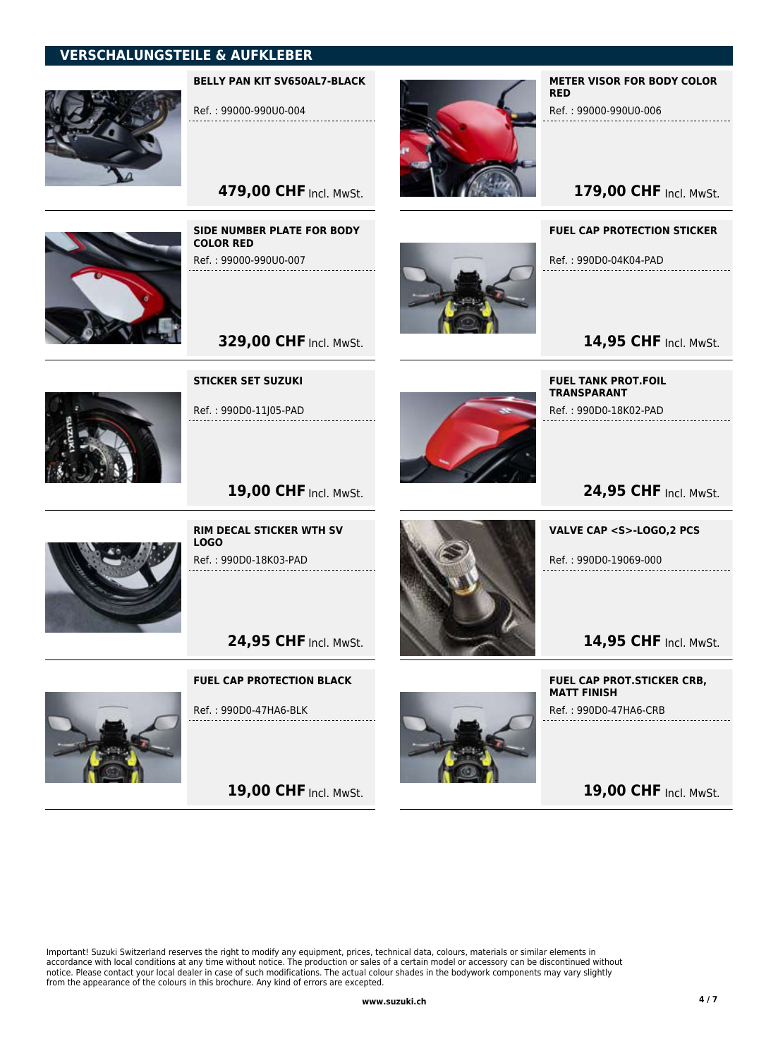## VERSCHALUNGSTEILE & AUFKLEBER

**BELLY PAN KIT SV650AL7-BLACK**

Ref. : 99000-990U0-004

**479,00 CHF** Incl. MwSt.

**METER VISOR FOR BODY COLOR RED**

Ref. : 99000-990U0-006

**179,00 CHF** Incl. MwSt.

**SIDE NUMBER PLATE FOR BODY COLOR RED**

Ref. : 99000-990U0-007

**329,00 CHF** Incl. MwSt.

**FUEL CAP PROTECTION STICKER**

Ref. : 990D0-04K04-PAD

**14,95 CHF** Incl. MwSt.

**STICKER SET SUZUKI**

Ref. : 990D0-11J05-PAD

**19,00 CHF** Incl. MwSt.

**FUEL TANK PROT.FOIL TRANSPARANT**

Ref. : 990D0-18K02-PAD

**24,95 CHF** Incl. MwSt.

**RIM DECAL STICKER WTH SV LOGO**

Ref. : 990D0-18K03-PAD

**24,95 CHF** Incl. MwSt.

**VALVE CAP <S>-LOGO,2 PCS**

Ref. : 990D0-19069-000

**14,95 CHF** Incl. MwSt.

**FUEL CAP PROTECTION BLACK**

Ref. : 990D0-47HA6-BLK

**19,00 CHF** Incl. MwSt.

**FUEL CAP PROT.STICKER CRB, MATT FINISH**

Ref. : 990D0-47HA6-CRB

**19,00 CHF** Incl. MwSt.

Important! Suzuki Switzerland reserves the right to modify any equipment, prices, technical data, colours, materials or similar elements in accordance with local conditions at any time without notice. The production or sales of a certain model or accessory can be discontinued without notice. Please contact your local dealer in case of such modifications. The actual colour shades in the bodywork components may vary slightly from the appearance of the colours in this brochure. Any kind of errors are excepted.

**www.suzuki.ch**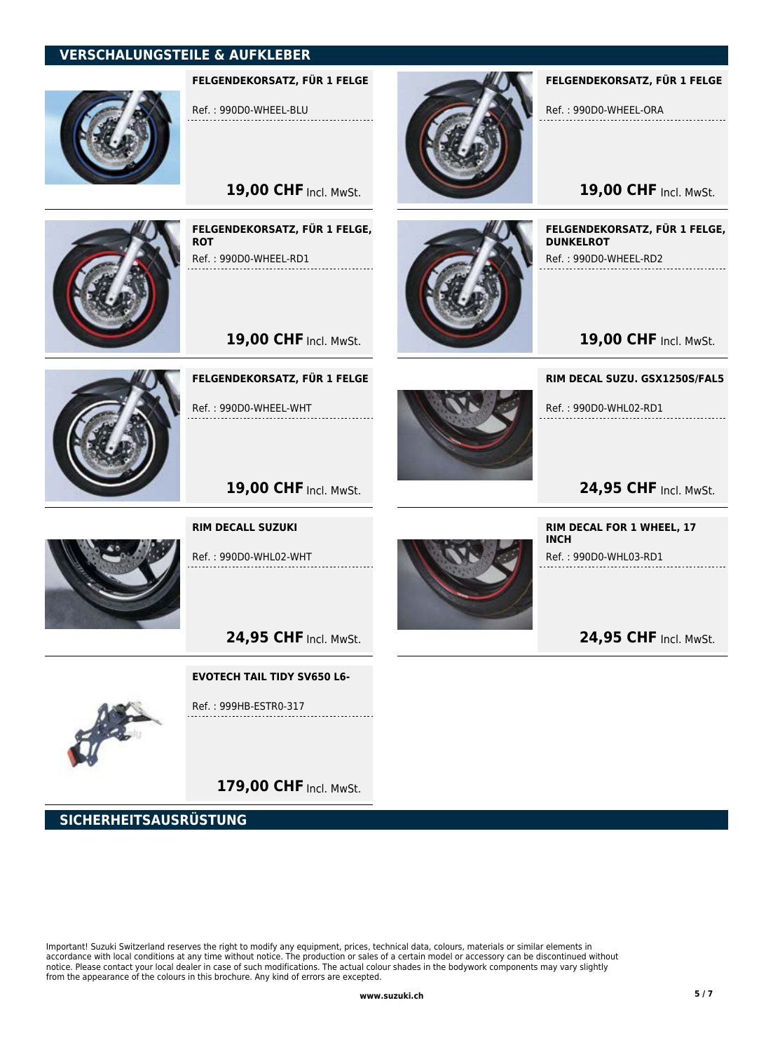## VERSCHALUNGSTEILE & AUFKLEBER

**FELGENDEKORSATZ, FÜR 1 FELGE**

Ref. : 990D0-WHEEL-BLU

**19,00 CHF** Incl. MwSt.

**FELGENDEKORSATZ, FÜR 1 FELGE**

Ref. : 990D0-WHEEL-ORA

**19,00 CHF** Incl. MwSt.

**FELGENDEKORSATZ, FÜR 1 FELGE, ROT**

Ref. : 990D0-WHEEL-RD1

**19,00 CHF** Incl. MwSt.

**FELGENDEKORSATZ, FÜR 1 FELGE, DUNKELROT**

Ref. : 990D0-WHEEL-RD2

**19,00 CHF** Incl. MwSt.

**FELGENDEKORSATZ, FÜR 1 FELGE**

Ref. : 990D0-WHEEL-WHT

**19,00 CHF** Incl. MwSt.

**RIM DECAL SUZU. GSX1250S/FAL5**

Ref. : 990D0-WHL02-RD1

**24,95 CHF** Incl. MwSt.

**RIM DECALL SUZUKI**

Ref. : 990D0-WHL02-WHT

**24,95 CHF** Incl. MwSt.

**RIM DECAL FOR 1 WHEEL, 17 INCH**

Ref. : 990D0-WHL03-RD1

**24,95 CHF** Incl. MwSt.

**EVOTECH TAIL TIDY SV650 L6-**

Ref. : 999HB-ESTR0-317

**179,00 CHF** Incl. MwSt.

## SICHERHEITSAUSRÜSTUNG

Important! Suzuki Switzerland reserves the right to modify any equipment, prices, technical data, colours, materials or similar elements in accordance with local conditions at any time without notice. The production or sales of a certain model or accessory can be discontinued without notice. Please contact your local dealer in case of such modifications. The actual colour shades in the bodywork components may vary slightly from the appearance of the colours in this brochure. Any kind of errors are excepted.

**www.suzuki.ch**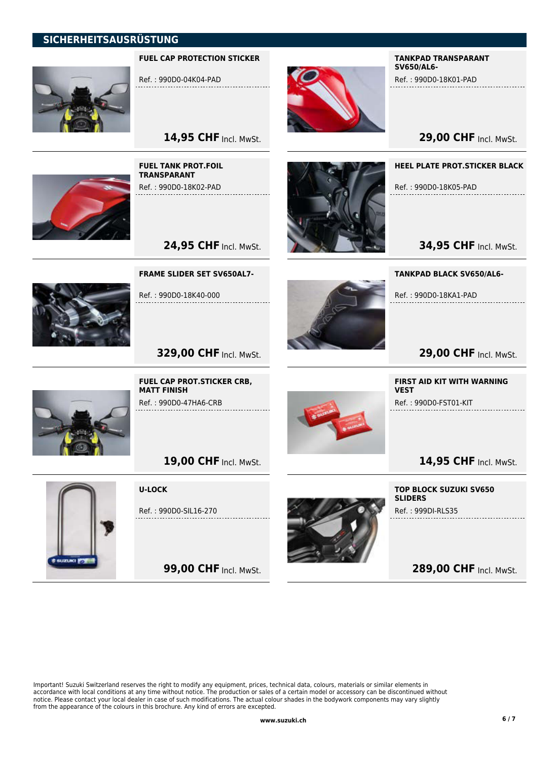## SICHERHEITSAUSRÜSTUNG

**FUEL CAP PROTECTION STICKER**

Ref. : 990D0-04K04-PAD

**14,95 CHF** Incl. MwSt.

**TANKPAD TRANSPARANT SV650/AL6-**

Ref. : 990D0-18K01-PAD

**29,00 CHF** Incl. MwSt.

**FUEL TANK PROT.FOIL TRANSPARANT**

Ref. : 990D0-18K02-PAD

**24,95 CHF** Incl. MwSt.

**HEEL PLATE PROT.STICKER BLACK**

Ref. : 990D0-18K05-PAD

**34,95 CHF** Incl. MwSt.

**FRAME SLIDER SET SV650AL7-**

Ref. : 990D0-18K40-000

**329,00 CHF** Incl. MwSt.

**TANKPAD BLACK SV650/AL6-**

Ref. : 990D0-18KA1-PAD

**29,00 CHF** Incl. MwSt.

**FUEL CAP PROT.STICKER CRB, MATT FINISH**

Ref. : 990D0-47HA6-CRB

**19,00 CHF** Incl. MwSt.

**FIRST AID KIT WITH WARNING VEST**

Ref. : 990D0-FST01-KIT

**14,95 CHF** Incl. MwSt.

**U-LOCK**

Ref. : 990D0-SIL16-270

**99,00 CHF** Incl. MwSt.

**TOP BLOCK SUZUKI SV650 SLIDERS**

Ref. : 999DI-RLS35

**289,00 CHF** Incl. MwSt.

Important! Suzuki Switzerland reserves the right to modify any equipment, prices, technical data, colours, materials or similar elements in accordance with local conditions at any time without notice. The production or sales of a certain model or accessory can be discontinued without notice. Please contact your local dealer in case of such modifications. The actual colour shades in the bodywork components may vary slightly from the appearance of the colours in this brochure. Any kind of errors are excepted.

www.suzuki.ch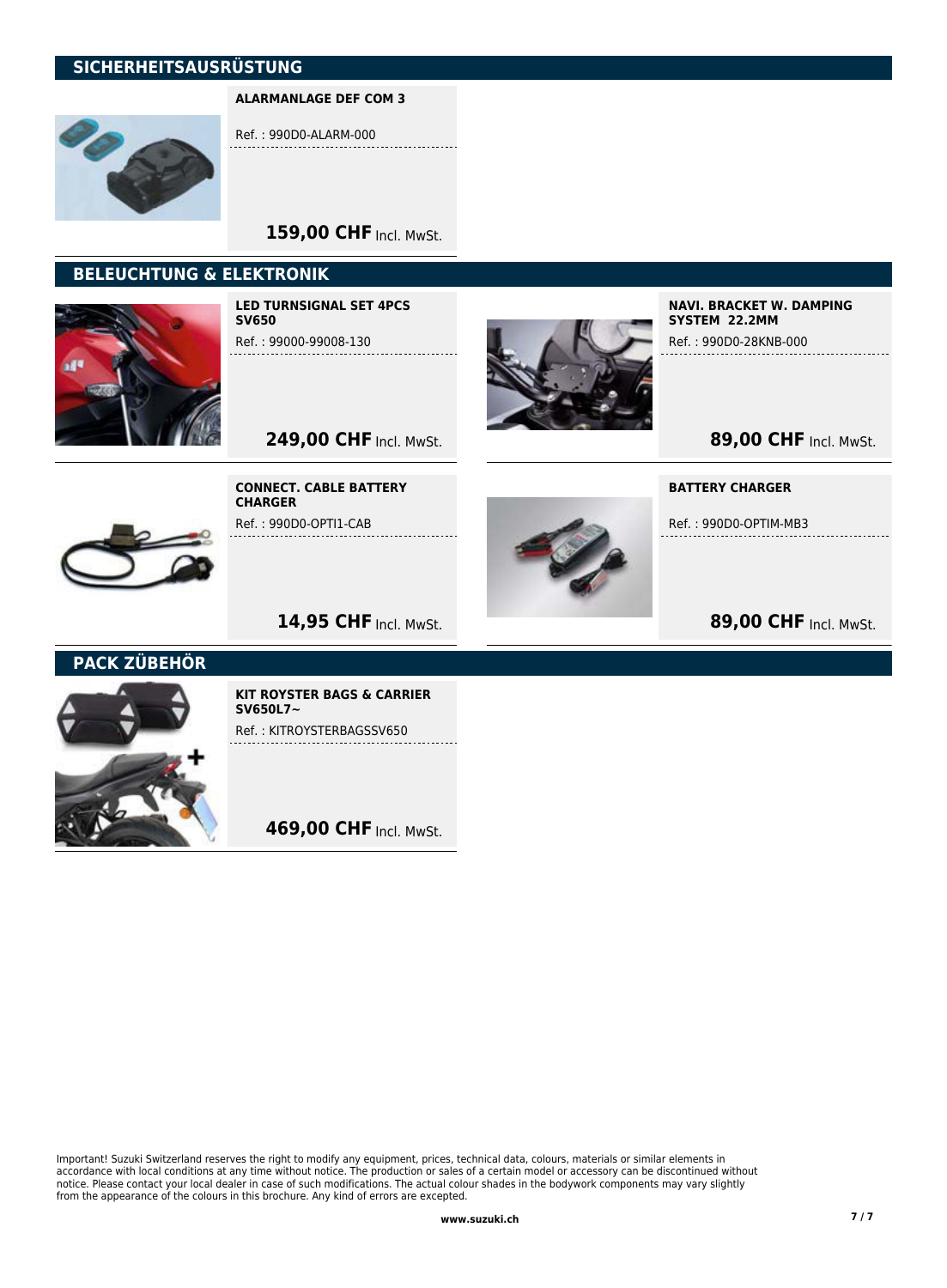## SICHERHEITSAUSRÜSTUNG

**ALARMANLAGE DEF COM 3**

Ref. : 990D0-ALARM-000

**159,00 CHF** Incl. MwSt.

## BELEUCHTUNG & ELEKTRONIK

**LED TURNSIGNAL SET 4PCS SV650**

Ref. : 99000-99008-130

**249,00 CHF** Incl. MwSt.

**NAVI. BRACKET W. DAMPING SYSTEM 22.2MM**

Ref. : 990D0-28KNB-000

**89,00 CHF** Incl. MwSt.

**CONNECT. CABLE BATTERY CHARGER**

Ref. : 990D0-OPTI1-CAB

**14,95 CHF** Incl. MwSt.

**BATTERY CHARGER**

Ref. : 990D0-OPTIM-MB3

**89,00 CHF** Incl. MwSt.

## PACK ZÜBEHÖR

**KIT ROYSTER BAGS & CARRIER SV650L7~**

Ref. : KITROYSTERBAGSSV650

**469,00 CHF** Incl. MwSt.

Important! Suzuki Switzerland reserves the right to modify any equipment, prices, technical data, colours, materials or similar elements in accordance with local conditions at any time without notice. The production or sales of a certain model or accessory can be discontinued without notice. Please contact your local dealer in case of such modifications. The actual colour shades in the bodywork components may vary slightly from the appearance of the colours in this brochure. Any kind of errors are excepted.

www.suzuki.ch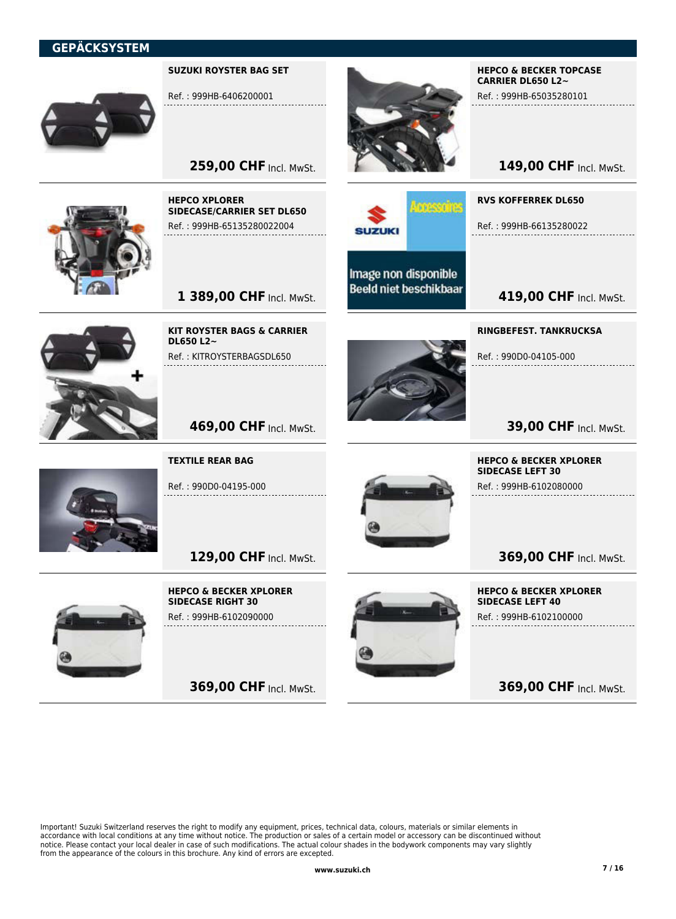## GEPÄCKSYSTEM

### SUZUKI ROYSTER BAG SET

Ref. : 999HB-6406200001

**259,00 CHF** Incl. MwSt.

### HEPCO & BECKER TOPCASE CARRIER DL650 L2~

Ref. : 999HB-65035280101

**149,00 CHF** Incl. MwSt.

### HEPCO XPLORER SIDECASE/CARRIER SET DL650

Ref. : 999HB-65135280022004

**1 389,00 CHF** Incl. MwSt.

### RVS KOFFERREK DL650

Ref. : 999HB-66135280022

**419,00 CHF** Incl. MwSt.

### KIT ROYSTER BAGS & CARRIER DL650 L2~

Ref. : KITROYSTERBAGSDL650

**469,00 CHF** Incl. MwSt.

### RINGBEFEST. TANKRUCKSA

Ref. : 990D0-04105-000

**39,00 CHF** Incl. MwSt.

### TEXTILE REAR BAG

Ref. : 990D0-04195-000

**129,00 CHF** Incl. MwSt.

### HEPCO & BECKER XPLORER SIDECASE LEFT 30

Ref. : 999HB-6102080000

**369,00 CHF** Incl. MwSt.

### HEPCO & BECKER XPLORER SIDECASE RIGHT 30

Ref. : 999HB-6102090000

**369,00 CHF** Incl. MwSt.

### HEPCO & BECKER XPLORER SIDECASE LEFT 40

Ref. : 999HB-6102100000

**369,00 CHF** Incl. MwSt.

Important! Suzuki Switzerland reserves the right to modify any equipment, prices, technical data, colours, materials or similar elements in accordance with local conditions at any time without notice. The production or sales of a certain model or accessory can be discontinued without notice. Please contact your local dealer in case of such modifications. The actual colour shades in the bodywork components may vary slightly from the appearance of the colours in this brochure. Any kind of errors are excepted.

www.suzuki.ch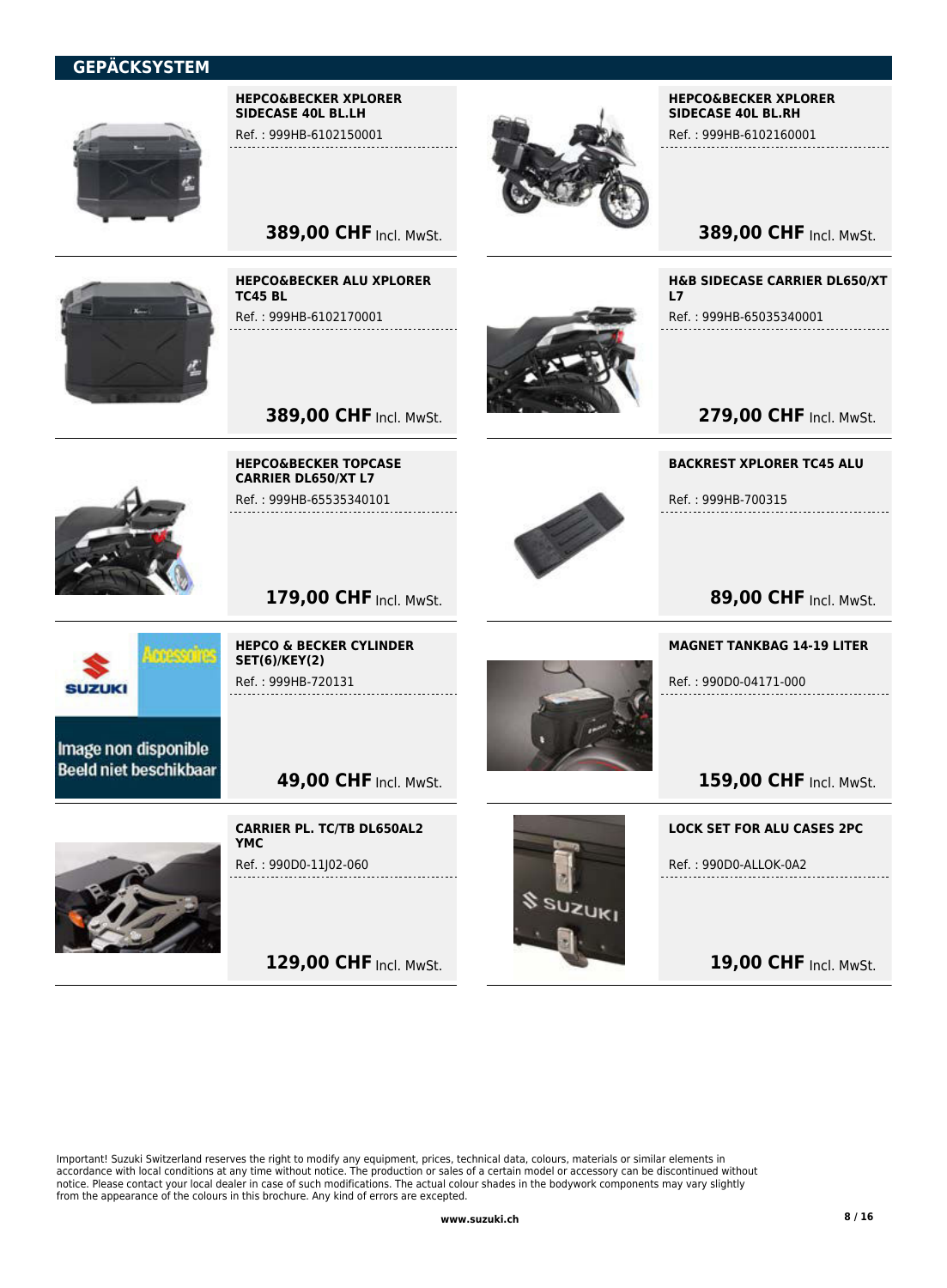## GEPÄCKSYSTEM

**HEPCO&BECKER XPLORER SIDECASE 40L BL.LH**
Ref. : 999HB-6102150001

**389,00 CHF** Incl. MwSt.

**HEPCO&BECKER XPLORER SIDECASE 40L BL.RH**
Ref. : 999HB-6102160001

**389,00 CHF** Incl. MwSt.

**HEPCO&BECKER ALU XPLORER TC45 BL**
Ref. : 999HB-6102170001

**389,00 CHF** Incl. MwSt.

**H&B SIDECASE CARRIER DL650/XT L7**
Ref. : 999HB-65035340001

**279,00 CHF** Incl. MwSt.

**HEPCO&BECKER TOPCASE CARRIER DL650/XT L7**
Ref. : 999HB-65535340101

**179,00 CHF** Incl. MwSt.

**BACKREST XPLORER TC45 ALU**
Ref. : 999HB-700315

**89,00 CHF** Incl. MwSt.

Image non disponible
Beeld niet beschikbaar

**HEPCO & BECKER CYLINDER SET(6)/KEY(2)**
Ref. : 999HB-720131

**49,00 CHF** Incl. MwSt.

**MAGNET TANKBAG 14-19 LITER**
Ref. : 990D0-04171-000

**159,00 CHF** Incl. MwSt.

**CARRIER PL. TC/TB DL650AL2 YMC**
Ref. : 990D0-11J02-060

**129,00 CHF** Incl. MwSt.

**LOCK SET FOR ALU CASES 2PC**
Ref. : 990D0-ALLOK-0A2

**19,00 CHF** Incl. MwSt.

Important! Suzuki Switzerland reserves the right to modify any equipment, prices, technical data, colours, materials or similar elements in accordance with local conditions at any time without notice. The production or sales of a certain model or accessory can be discontinued without notice. Please contact your local dealer in case of such modifications. The actual colour shades in the bodywork components may vary slightly from the appearance of the colours in this brochure. Any kind of errors are excepted.

www.suzuki.ch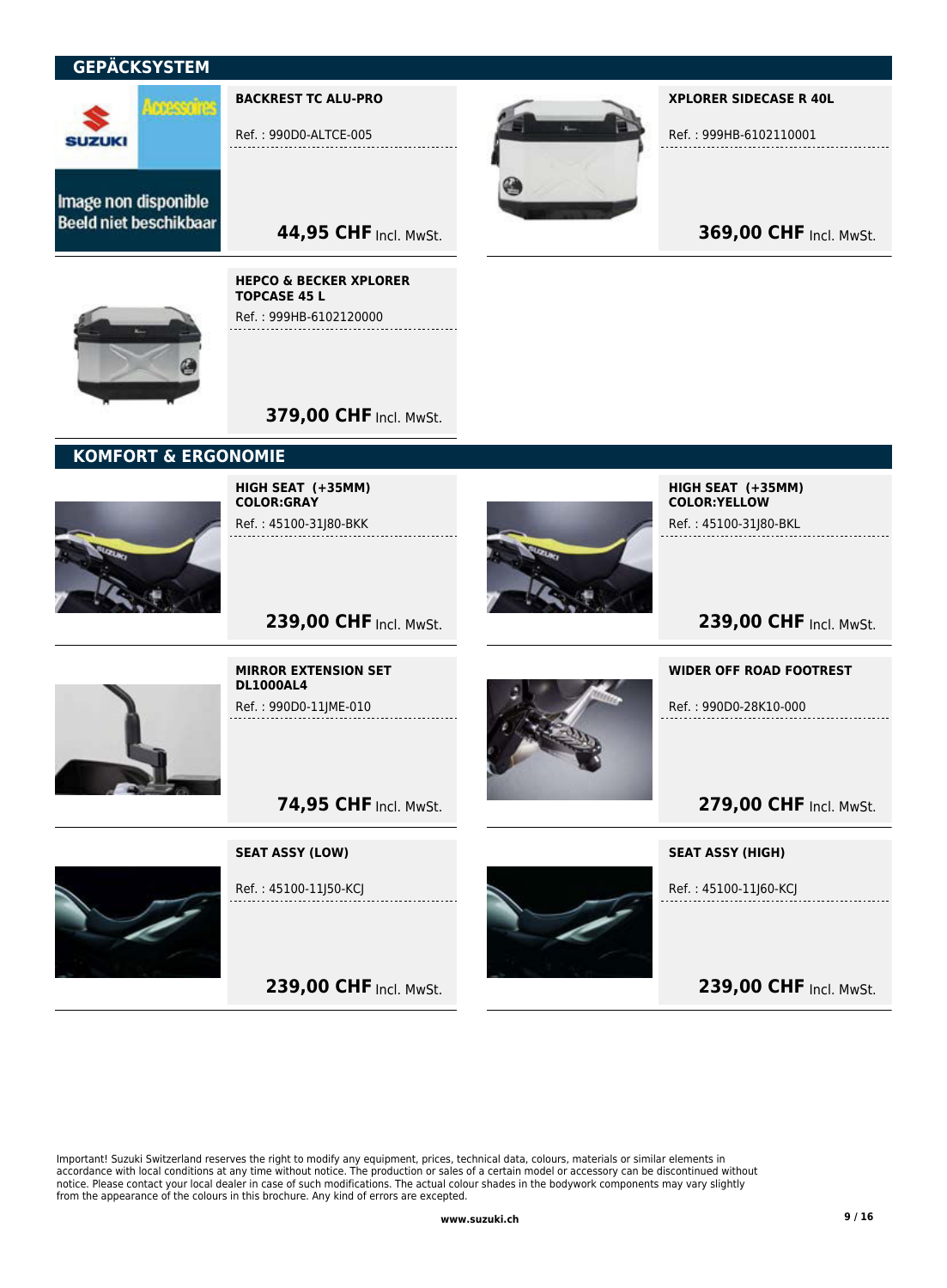## GEPÄCKSYSTEM

Image non disponible
Beeld niet beschikbaar

**BACKREST TC ALU-PRO**

Ref. : 990D0-ALTCE-005

**44,95 CHF** Incl. MwSt.

**XPLORER SIDECASE R 40L**

Ref. : 999HB-6102110001

**369,00 CHF** Incl. MwSt.

**HEPCO & BECKER XPLORER TOPCASE 45 L**

Ref. : 999HB-6102120000

**379,00 CHF** Incl. MwSt.

## KOMFORT & ERGONOMIE

**HIGH SEAT (+35MM) COLOR:GRAY**

Ref. : 45100-31J80-BKK

**239,00 CHF** Incl. MwSt.

**HIGH SEAT (+35MM) COLOR:YELLOW**

Ref. : 45100-31J80-BKL

**239,00 CHF** Incl. MwSt.

**MIRROR EXTENSION SET DL1000AL4**

Ref. : 990D0-11JME-010

**74,95 CHF** Incl. MwSt.

**WIDER OFF ROAD FOOTREST**

Ref. : 990D0-28K10-000

**279,00 CHF** Incl. MwSt.

**SEAT ASSY (LOW)**

Ref. : 45100-11J50-KCJ

**239,00 CHF** Incl. MwSt.

**SEAT ASSY (HIGH)**

Ref. : 45100-11J60-KCJ

**239,00 CHF** Incl. MwSt.

Important! Suzuki Switzerland reserves the right to modify any equipment, prices, technical data, colours, materials or similar elements in accordance with local conditions at any time without notice. The production or sales of a certain model or accessory can be discontinued without notice. Please contact your local dealer in case of such modifications. The actual colour shades in the bodywork components may vary slightly from the appearance of the colours in this brochure. Any kind of errors are excepted.

**www.suzuki.ch**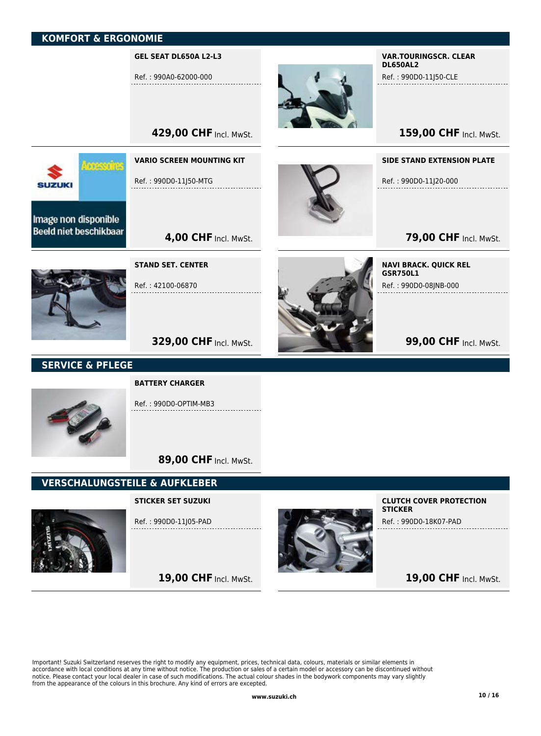## KOMFORT & ERGONOMIE

### GEL SEAT DL650A L2-L3

Ref. : 990A0-62000-000

**429,00 CHF** Incl. MwSt.

### VAR.TOURINGSCR. CLEAR DL650AL2

Ref. : 990D0-11J50-CLE

**159,00 CHF** Incl. MwSt.

Image non disponible
Beeld niet beschikbaar

### VARIO SCREEN MOUNTING KIT

Ref. : 990D0-11J50-MTG

**4,00 CHF** Incl. MwSt.

### SIDE STAND EXTENSION PLATE

Ref. : 990D0-11J20-000

**79,00 CHF** Incl. MwSt.

### STAND SET. CENTER

Ref. : 42100-06870

**329,00 CHF** Incl. MwSt.

### NAVI BRACK. QUICK REL GSR750L1

Ref. : 990D0-08JNB-000

**99,00 CHF** Incl. MwSt.

## SERVICE & PFLEGE

### BATTERY CHARGER

Ref. : 990D0-OPTIM-MB3

**89,00 CHF** Incl. MwSt.

## VERSCHALUNGSTEILE & AUFKLEBER

### STICKER SET SUZUKI

Ref. : 990D0-11J05-PAD

**19,00 CHF** Incl. MwSt.

### CLUTCH COVER PROTECTION STICKER

Ref. : 990D0-18K07-PAD

**19,00 CHF** Incl. MwSt.

Important! Suzuki Switzerland reserves the right to modify any equipment, prices, technical data, colours, materials or similar elements in accordance with local conditions at any time without notice. The production or sales of a certain model or accessory can be discontinued without notice. Please contact your local dealer in case of such modifications. The actual colour shades in the bodywork components may vary slightly from the appearance of the colours in this brochure. Any kind of errors are excepted.

www.suzuki.ch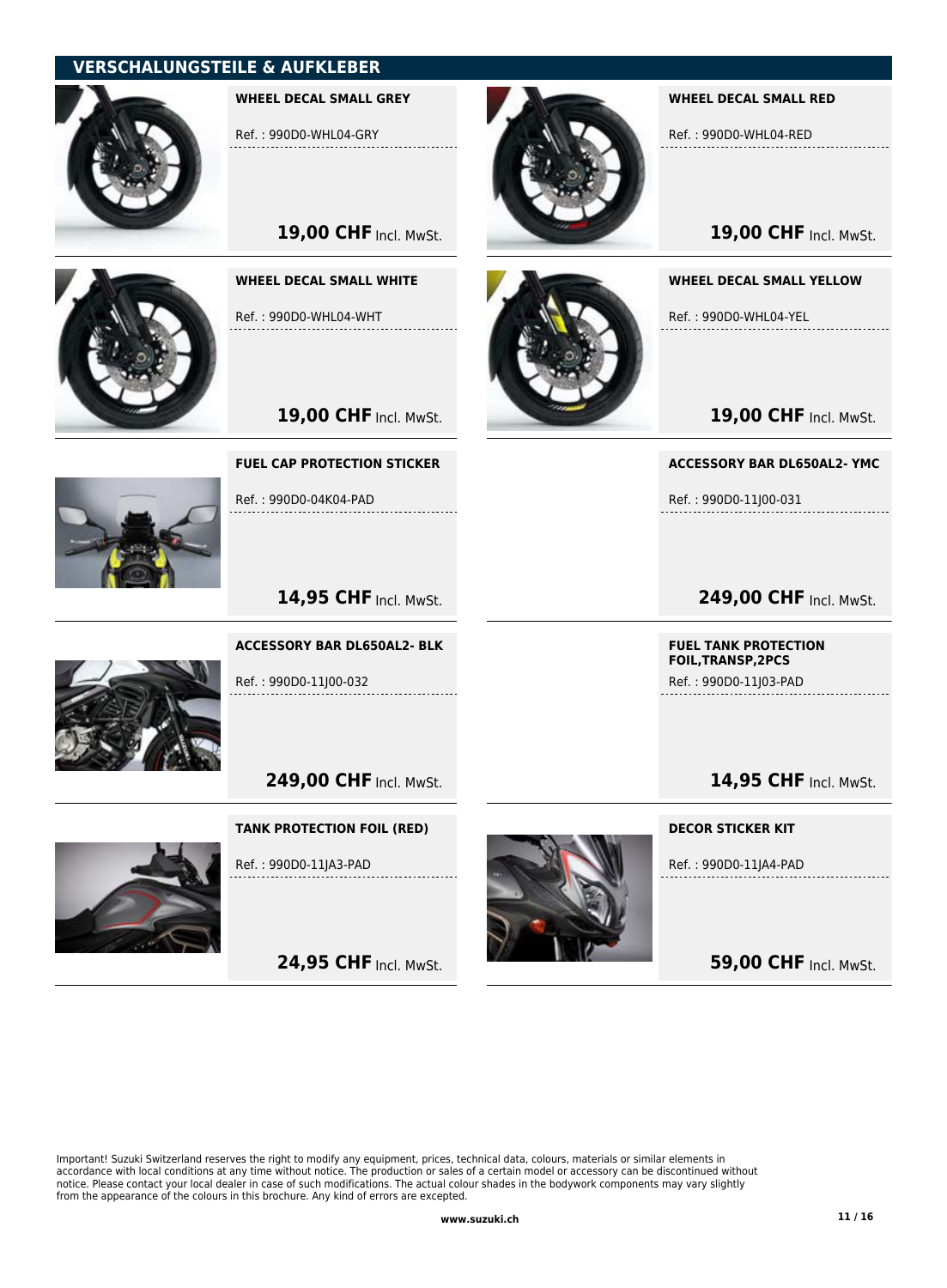## VERSCHALUNGSTEILE & AUFKLEBER

**WHEEL DECAL SMALL GREY**

Ref. : 990D0-WHL04-GRY

**19,00 CHF** Incl. MwSt.

**WHEEL DECAL SMALL RED**

Ref. : 990D0-WHL04-RED

**19,00 CHF** Incl. MwSt.

**WHEEL DECAL SMALL WHITE**

Ref. : 990D0-WHL04-WHT

**19,00 CHF** Incl. MwSt.

**WHEEL DECAL SMALL YELLOW**

Ref. : 990D0-WHL04-YEL

**19,00 CHF** Incl. MwSt.

**FUEL CAP PROTECTION STICKER**

Ref. : 990D0-04K04-PAD

**14,95 CHF** Incl. MwSt.

**ACCESSORY BAR DL650AL2- YMC**

Ref. : 990D0-11J00-031

**249,00 CHF** Incl. MwSt.

**ACCESSORY BAR DL650AL2- BLK**

Ref. : 990D0-11J00-032

**249,00 CHF** Incl. MwSt.

**FUEL TANK PROTECTION FOIL,TRANSP,2PCS**

Ref. : 990D0-11J03-PAD

**14,95 CHF** Incl. MwSt.

**TANK PROTECTION FOIL (RED)**

Ref. : 990D0-11JA3-PAD

**24,95 CHF** Incl. MwSt.

**DECOR STICKER KIT**

Ref. : 990D0-11JA4-PAD

**59,00 CHF** Incl. MwSt.

Important! Suzuki Switzerland reserves the right to modify any equipment, prices, technical data, colours, materials or similar elements in accordance with local conditions at any time without notice. The production or sales of a certain model or accessory can be discontinued without notice. Please contact your local dealer in case of such modifications. The actual colour shades in the bodywork components may vary slightly from the appearance of the colours in this brochure. Any kind of errors are excepted.

www.suzuki.ch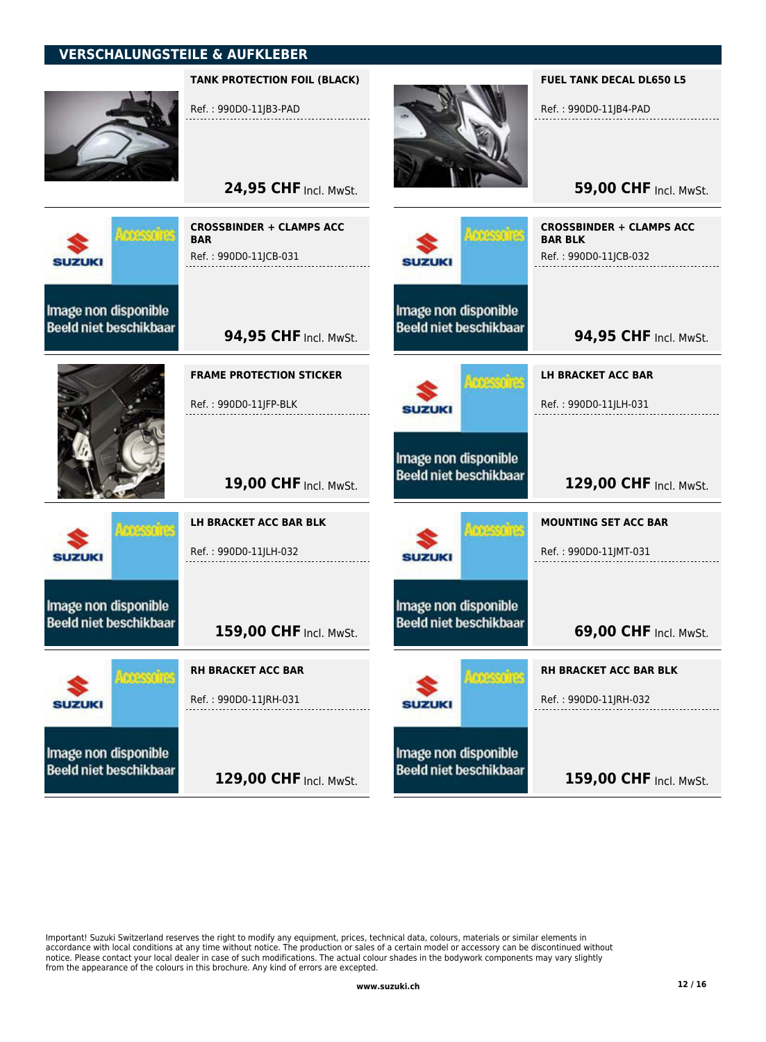## VERSCHALUNGSTEILE & AUFKLEBER

**TANK PROTECTION FOIL (BLACK)**

Ref. : 990D0-11JB3-PAD

**24,95 CHF** Incl. MwSt.

**FUEL TANK DECAL DL650 L5**

Ref. : 990D0-11JB4-PAD

**59,00 CHF** Incl. MwSt.

**CROSSBINDER + CLAMPS ACC BAR**

Ref. : 990D0-11JCB-031

**94,95 CHF** Incl. MwSt.

**CROSSBINDER + CLAMPS ACC BAR BLK**

Ref. : 990D0-11JCB-032

**94,95 CHF** Incl. MwSt.

**FRAME PROTECTION STICKER**

Ref. : 990D0-11JFP-BLK

**19,00 CHF** Incl. MwSt.

**LH BRACKET ACC BAR**

Ref. : 990D0-11JLH-031

**129,00 CHF** Incl. MwSt.

**LH BRACKET ACC BAR BLK**

Ref. : 990D0-11JLH-032

**159,00 CHF** Incl. MwSt.

**MOUNTING SET ACC BAR**

Ref. : 990D0-11JMT-031

**69,00 CHF** Incl. MwSt.

**RH BRACKET ACC BAR**

Ref. : 990D0-11JRH-031

**129,00 CHF** Incl. MwSt.

**RH BRACKET ACC BAR BLK**

Ref. : 990D0-11JRH-032

**159,00 CHF** Incl. MwSt.

Important! Suzuki Switzerland reserves the right to modify any equipment, prices, technical data, colours, materials or similar elements in accordance with local conditions at any time without notice. The production or sales of a certain model or accessory can be discontinued without notice. Please contact your local dealer in case of such modifications. The actual colour shades in the bodywork components may vary slightly from the appearance of the colours in this brochure. Any kind of errors are excepted.

**www.suzuki.ch**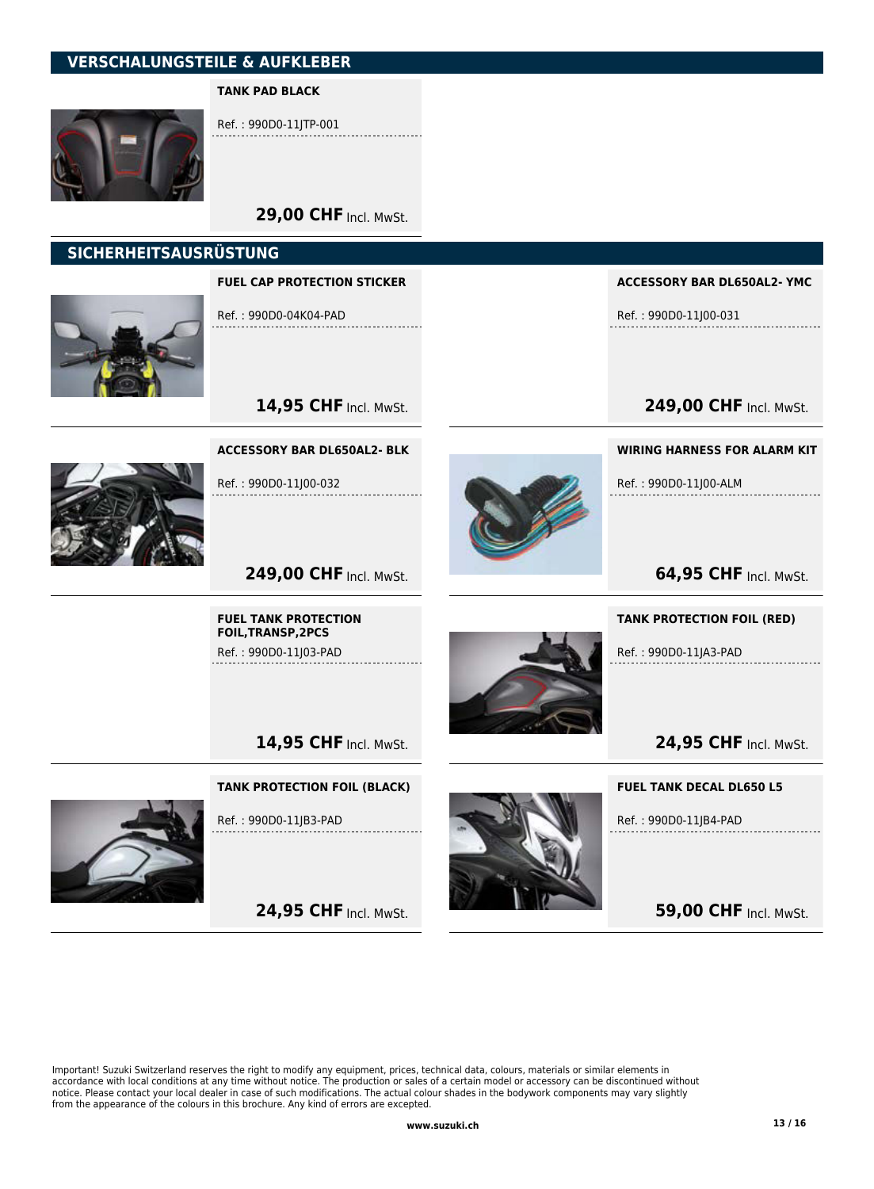## VERSCHALUNGSTEILE & AUFKLEBER

### TANK PAD BLACK

Ref. : 990D0-11JTP-001

**29,00 CHF** Incl. MwSt.

## SICHERHEITSAUSRÜSTUNG

### FUEL CAP PROTECTION STICKER

Ref. : 990D0-04K04-PAD

**14,95 CHF** Incl. MwSt.

### ACCESSORY BAR DL650AL2- YMC

Ref. : 990D0-11J00-031

**249,00 CHF** Incl. MwSt.

### ACCESSORY BAR DL650AL2- BLK

Ref. : 990D0-11J00-032

**249,00 CHF** Incl. MwSt.

### WIRING HARNESS FOR ALARM KIT

Ref. : 990D0-11J00-ALM

**64,95 CHF** Incl. MwSt.

### FUEL TANK PROTECTION FOIL,TRANSP,2PCS

Ref. : 990D0-11J03-PAD

**14,95 CHF** Incl. MwSt.

### TANK PROTECTION FOIL (RED)

Ref. : 990D0-11JA3-PAD

**24,95 CHF** Incl. MwSt.

### TANK PROTECTION FOIL (BLACK)

Ref. : 990D0-11JB3-PAD

**24,95 CHF** Incl. MwSt.

### FUEL TANK DECAL DL650 L5

Ref. : 990D0-11JB4-PAD

**59,00 CHF** Incl. MwSt.

Important! Suzuki Switzerland reserves the right to modify any equipment, prices, technical data, colours, materials or similar elements in accordance with local conditions at any time without notice. The production or sales of a certain model or accessory can be discontinued without notice. Please contact your local dealer in case of such modifications. The actual colour shades in the bodywork components may vary slightly from the appearance of the colours in this brochure. Any kind of errors are excepted.

www.suzuki.ch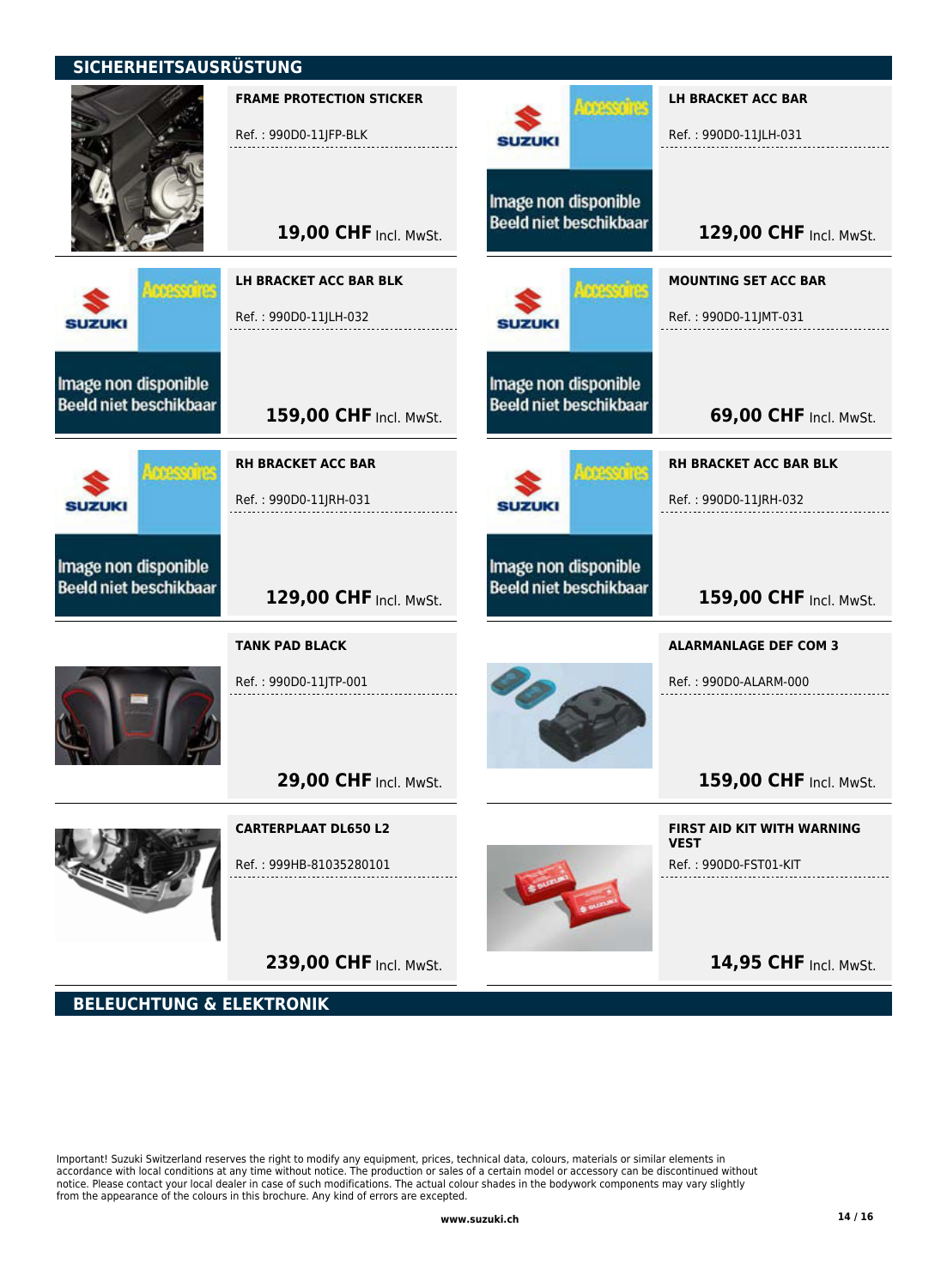## SICHERHEITSAUSRÜSTUNG

**FRAME PROTECTION STICKER**

Ref. : 990D0-11JFP-BLK

**19,00 CHF** Incl. MwSt.

**LH BRACKET ACC BAR**

Ref. : 990D0-11JLH-031

**129,00 CHF** Incl. MwSt.

**LH BRACKET ACC BAR BLK**

Ref. : 990D0-11JLH-032

**159,00 CHF** Incl. MwSt.

**MOUNTING SET ACC BAR**

Ref. : 990D0-11JMT-031

**69,00 CHF** Incl. MwSt.

**RH BRACKET ACC BAR**

Ref. : 990D0-11JRH-031

**129,00 CHF** Incl. MwSt.

**RH BRACKET ACC BAR BLK**

Ref. : 990D0-11JRH-032

**159,00 CHF** Incl. MwSt.

**TANK PAD BLACK**

Ref. : 990D0-11JTP-001

**29,00 CHF** Incl. MwSt.

**ALARMANLAGE DEF COM 3**

Ref. : 990D0-ALARM-000

**159,00 CHF** Incl. MwSt.

**CARTERPLAAT DL650 L2**

Ref. : 999HB-81035280101

**239,00 CHF** Incl. MwSt.

**FIRST AID KIT WITH WARNING VEST**

Ref. : 990D0-FST01-KIT

**14,95 CHF** Incl. MwSt.

## BELEUCHTUNG & ELEKTRONIK

Important! Suzuki Switzerland reserves the right to modify any equipment, prices, technical data, colours, materials or similar elements in accordance with local conditions at any time without notice. The production or sales of a certain model or accessory can be discontinued without notice. Please contact your local dealer in case of such modifications. The actual colour shades in the bodywork components may vary slightly from the appearance of the colours in this brochure. Any kind of errors are excepted.

www.suzuki.ch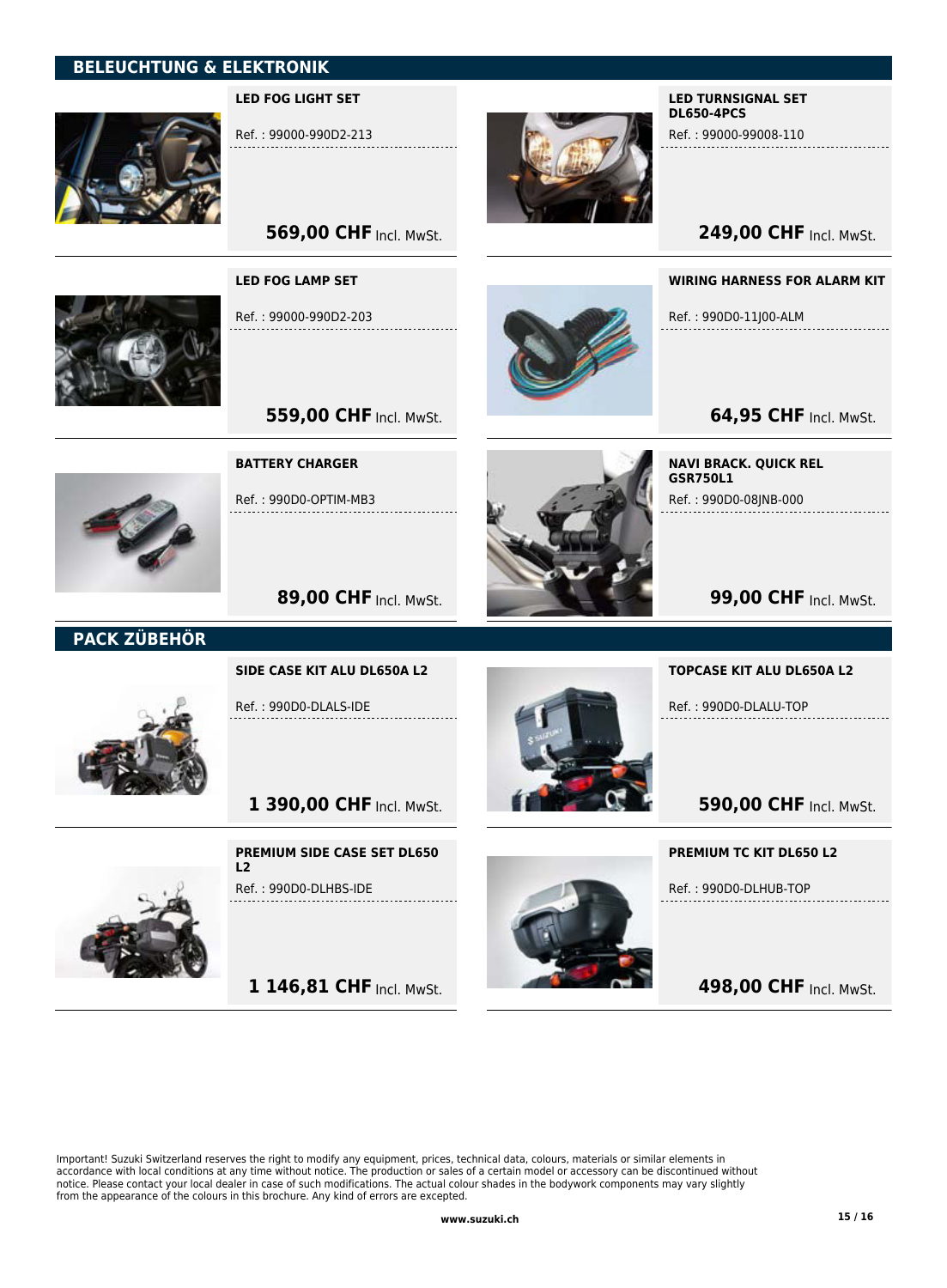## BELEUCHTUNG & ELEKTRONIK

**LED FOG LIGHT SET**

Ref. : 99000-990D2-213

**569,00 CHF** Incl. MwSt.

**LED TURNSIGNAL SET DL650-4PCS**

Ref. : 99000-99008-110

**249,00 CHF** Incl. MwSt.

**LED FOG LAMP SET**

Ref. : 99000-990D2-203

**559,00 CHF** Incl. MwSt.

**WIRING HARNESS FOR ALARM KIT**

Ref. : 990D0-11J00-ALM

**64,95 CHF** Incl. MwSt.

**BATTERY CHARGER**

Ref. : 990D0-OPTIM-MB3

**89,00 CHF** Incl. MwSt.

**NAVI BRACK. QUICK REL GSR750L1**

Ref. : 990D0-08JNB-000

**99,00 CHF** Incl. MwSt.

## PACK ZÜBEHÖR

**SIDE CASE KIT ALU DL650A L2**

Ref. : 990D0-DLALS-IDE

**1 390,00 CHF** Incl. MwSt.

**TOPCASE KIT ALU DL650A L2**

Ref. : 990D0-DLALU-TOP

**590,00 CHF** Incl. MwSt.

**PREMIUM SIDE CASE SET DL650 L2**

Ref. : 990D0-DLHBS-IDE

**1 146,81 CHF** Incl. MwSt.

**PREMIUM TC KIT DL650 L2**

Ref. : 990D0-DLHUB-TOP

**498,00 CHF** Incl. MwSt.

Important! Suzuki Switzerland reserves the right to modify any equipment, prices, technical data, colours, materials or similar elements in accordance with local conditions at any time without notice. The production or sales of a certain model or accessory can be discontinued without notice. Please contact your local dealer in case of such modifications. The actual colour shades in the bodywork components may vary slightly from the appearance of the colours in this brochure. Any kind of errors are excepted.

**www.suzuki.ch**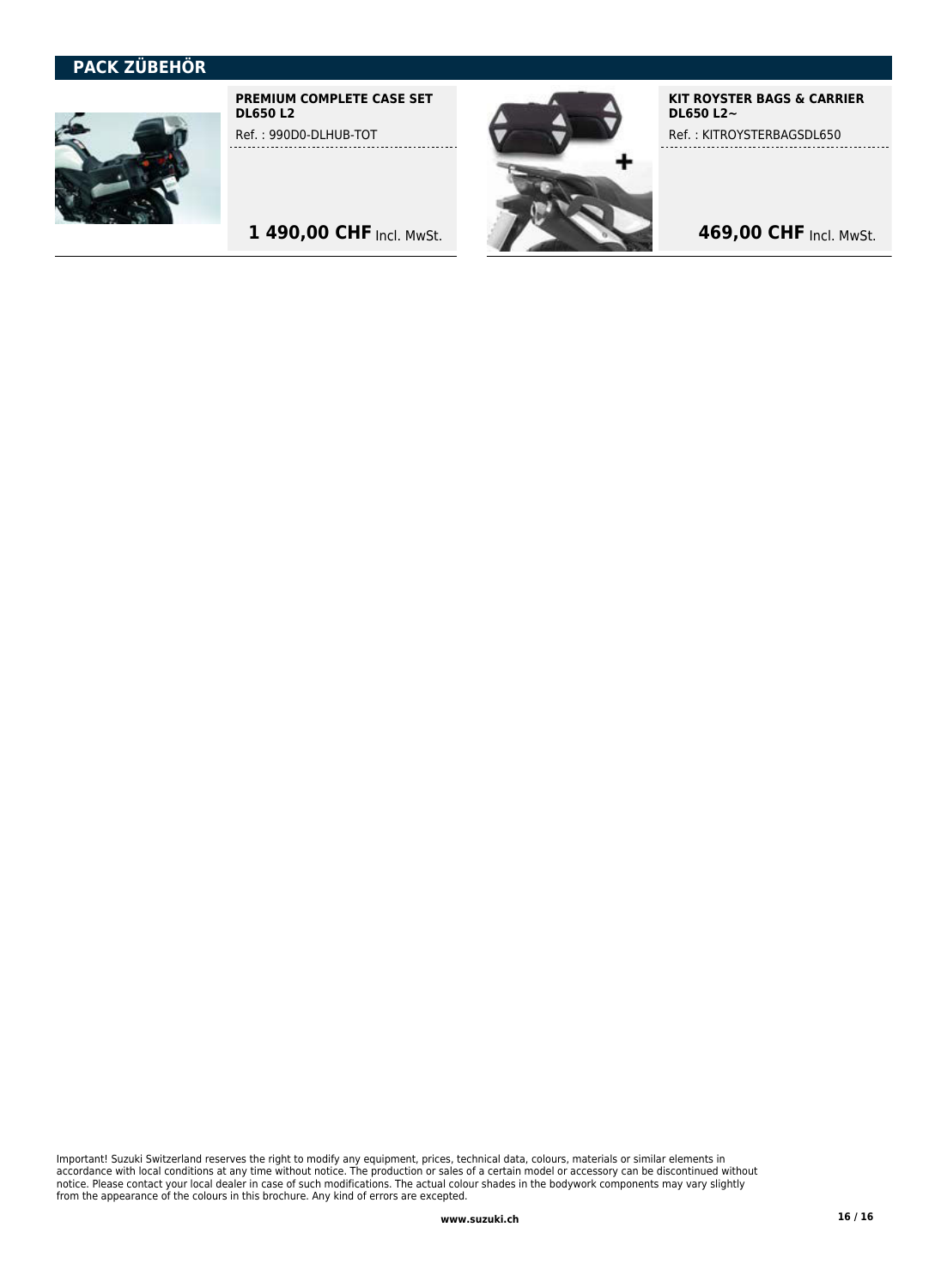## PACK ZÜBEHÖR

**PREMIUM COMPLETE CASE SET DL650 L2**

Ref. : 990D0-DLHUB-TOT

**1 490,00 CHF** Incl. MwSt.

**KIT ROYSTER BAGS & CARRIER DL650 L2~**

Ref. : KITROYSTERBAGSDL650

**469,00 CHF** Incl. MwSt.

Important! Suzuki Switzerland reserves the right to modify any equipment, prices, technical data, colours, materials or similar elements in accordance with local conditions at any time without notice. The production or sales of a certain model or accessory can be discontinued without notice. Please contact your local dealer in case of such modifications. The actual colour shades in the bodywork components may vary slightly from the appearance of the colours in this brochure. Any kind of errors are excepted.

**www.suzuki.ch**